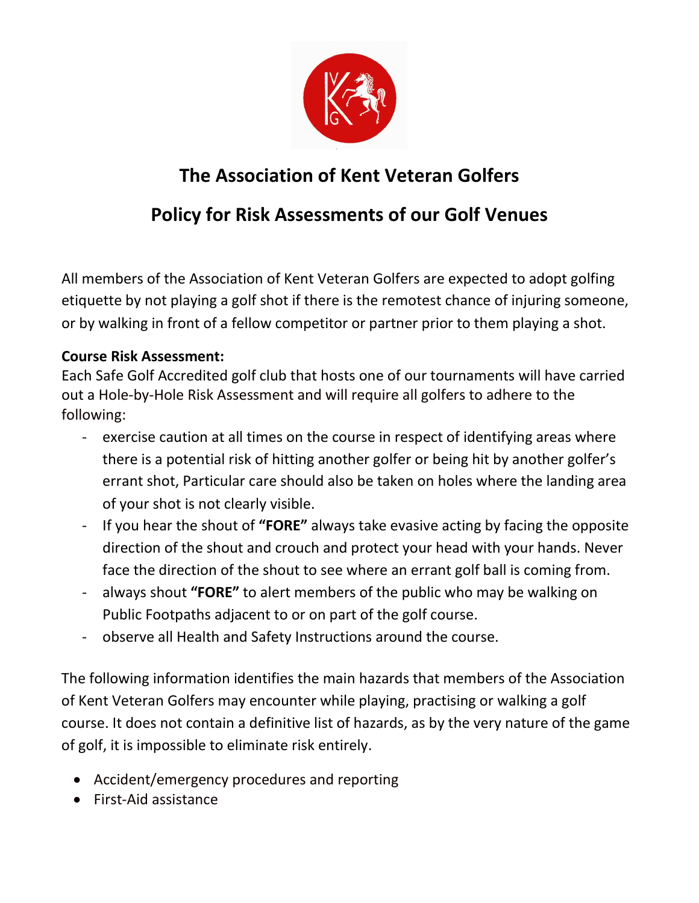# The Association of Kent Veteran Golfers

## Policy for Risk Assessments of our Golf Venues

All members of the Association of Kent Veteran Golfers are expected to adopt golfing etiquette by not playing a golf shot if there is the remotest chance of injuring someone, or by walking in front of a fellow competitor or partner prior to them playing a shot.

**Course Risk Assessment:**
Each Safe Golf Accredited golf club that hosts one of our tournaments will have carried out a Hole-by-Hole Risk Assessment and will require all golfers to adhere to the following:

- exercise caution at all times on the course in respect of identifying areas where there is a potential risk of hitting another golfer or being hit by another golfer's errant shot, Particular care should also be taken on holes where the landing area of your shot is not clearly visible.
- If you hear the shout of **"FORE"** always take evasive acting by facing the opposite direction of the shout and crouch and protect your head with your hands. Never face the direction of the shout to see where an errant golf ball is coming from.
- always shout **"FORE"** to alert members of the public who may be walking on Public Footpaths adjacent to or on part of the golf course.
- observe all Health and Safety Instructions around the course.

The following information identifies the main hazards that members of the Association of Kent Veteran Golfers may encounter while playing, practising or walking a golf course. It does not contain a definitive list of hazards, as by the very nature of the game of golf, it is impossible to eliminate risk entirely.

- Accident/emergency procedures and reporting
- First-Aid assistance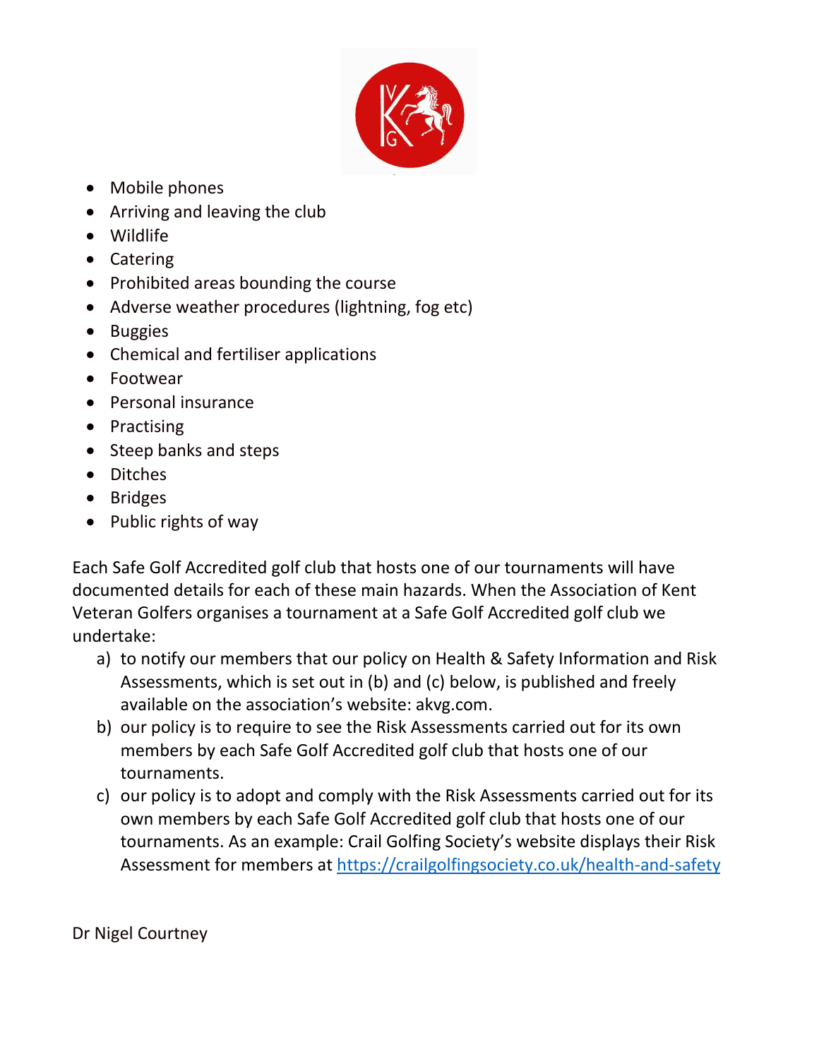- Mobile phones
- Arriving and leaving the club
- Wildlife
- Catering
- Prohibited areas bounding the course
- Adverse weather procedures (lightning, fog etc)
- Buggies
- Chemical and fertiliser applications
- Footwear
- Personal insurance
- Practising
- Steep banks and steps
- Ditches
- Bridges
- Public rights of way

Each Safe Golf Accredited golf club that hosts one of our tournaments will have documented details for each of these main hazards. When the Association of Kent Veteran Golfers organises a tournament at a Safe Golf Accredited golf club we undertake:

a) to notify our members that our policy on Health & Safety Information and Risk Assessments, which is set out in (b) and (c) below, is published and freely available on the association's website: akvg.com.
b) our policy is to require to see the Risk Assessments carried out for its own members by each Safe Golf Accredited golf club that hosts one of our tournaments.
c) our policy is to adopt and comply with the Risk Assessments carried out for its own members by each Safe Golf Accredited golf club that hosts one of our tournaments. As an example: Crail Golfing Society's website displays their Risk Assessment for members at [https://crailgolfingsociety.co.uk/health-and-safety](https://crailgolfingsociety.co.uk/health-and-safety)

Dr Nigel Courtney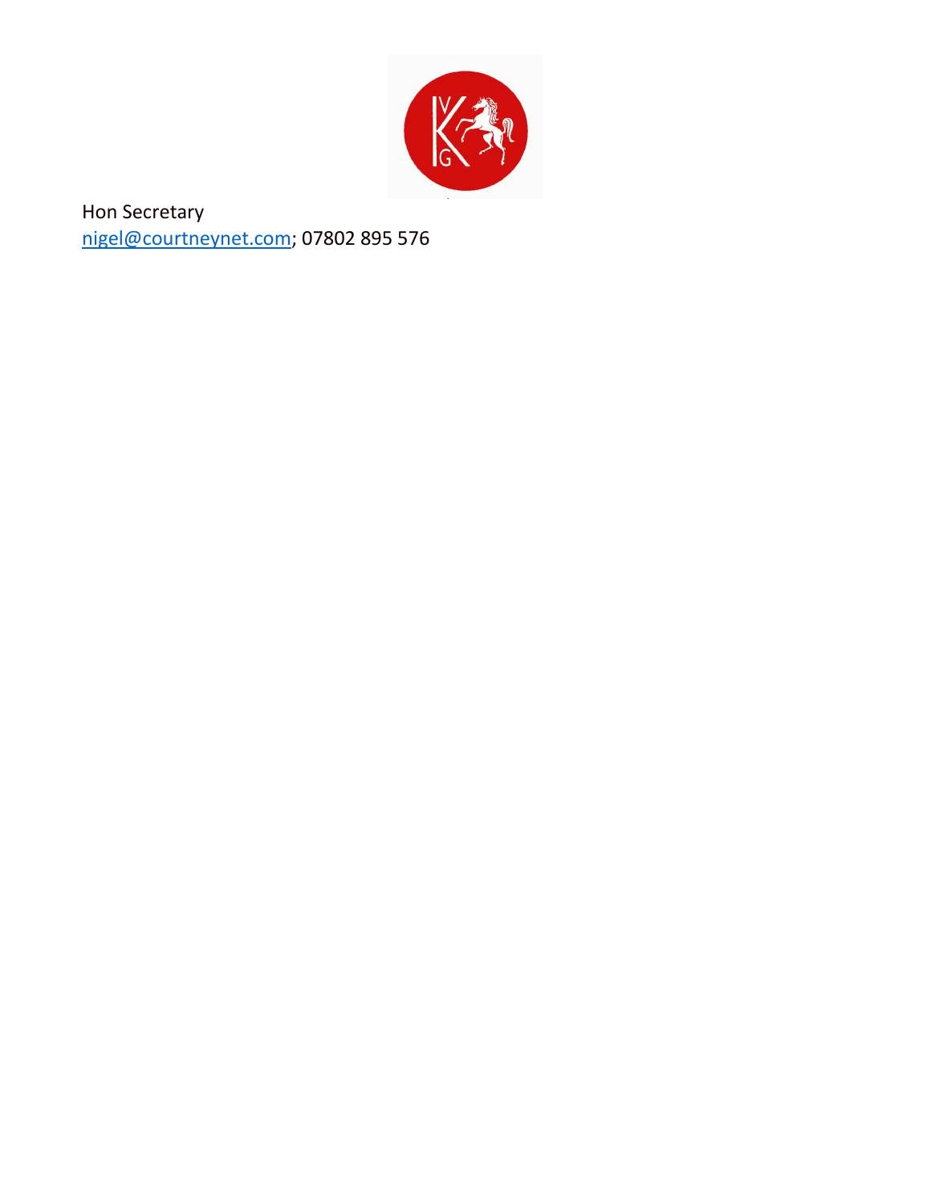Hon Secretary

nigel@courtneynet.com; 07802 895 576